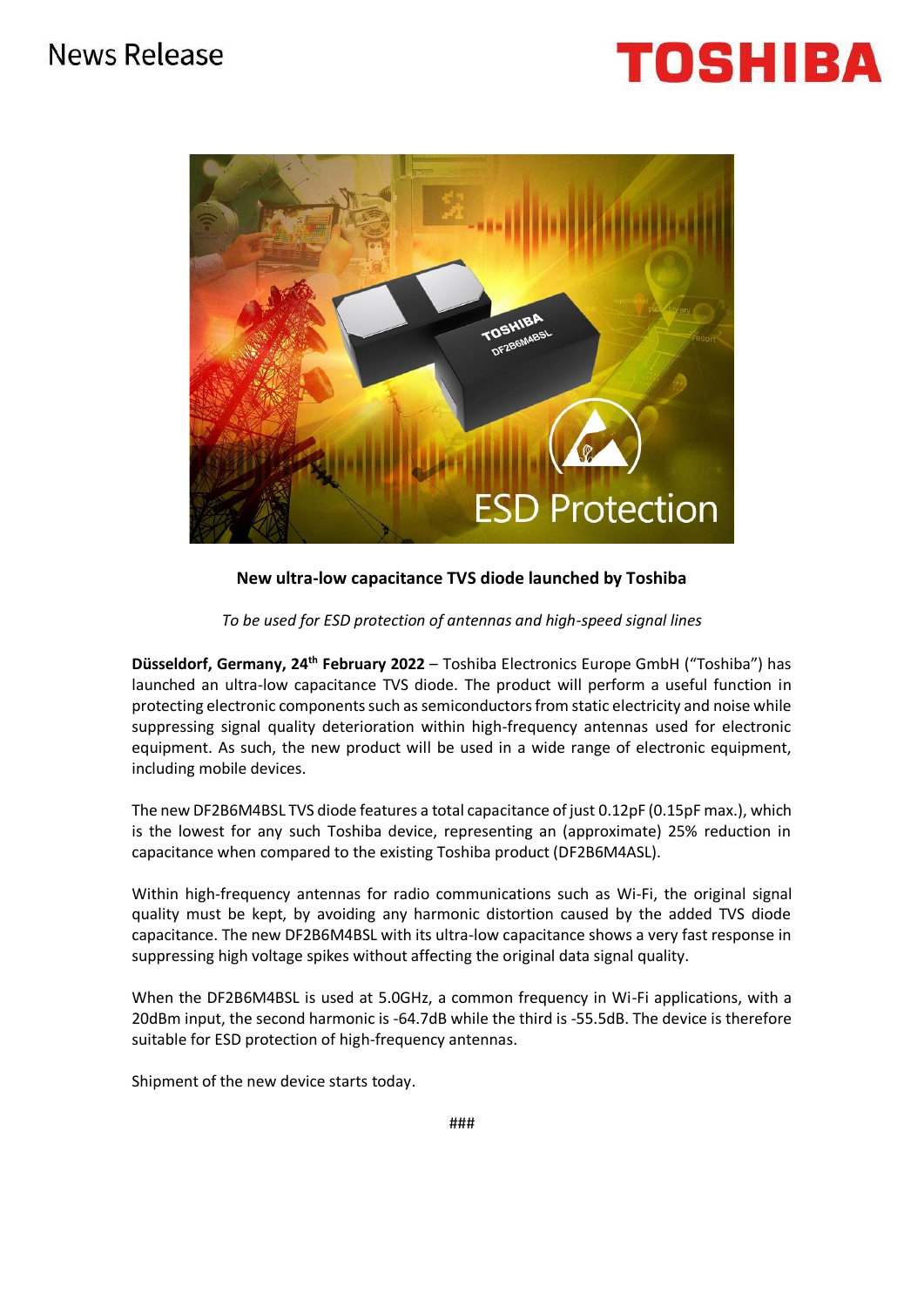# New ultra-low capacitance TVS diode launched by Toshiba

*To be used for ESD protection of antennas and high-speed signal lines*

**Düsseldorf, Germany, 24th February 2022** – Toshiba Electronics Europe GmbH ("Toshiba") has launched an ultra-low capacitance TVS diode. The product will perform a useful function in protecting electronic components such as semiconductors from static electricity and noise while suppressing signal quality deterioration within high-frequency antennas used for electronic equipment. As such, the new product will be used in a wide range of electronic equipment, including mobile devices.

The new DF2B6M4BSL TVS diode features a total capacitance of just 0.12pF (0.15pF max.), which is the lowest for any such Toshiba device, representing an (approximate) 25% reduction in capacitance when compared to the existing Toshiba product (DF2B6M4ASL).

Within high-frequency antennas for radio communications such as Wi-Fi, the original signal quality must be kept, by avoiding any harmonic distortion caused by the added TVS diode capacitance. The new DF2B6M4BSL with its ultra-low capacitance shows a very fast response in suppressing high voltage spikes without affecting the original data signal quality.

When the DF2B6M4BSL is used at 5.0GHz, a common frequency in Wi-Fi applications, with a 20dBm input, the second harmonic is -64.7dB while the third is -55.5dB. The device is therefore suitable for ESD protection of high-frequency antennas.

Shipment of the new device starts today.

###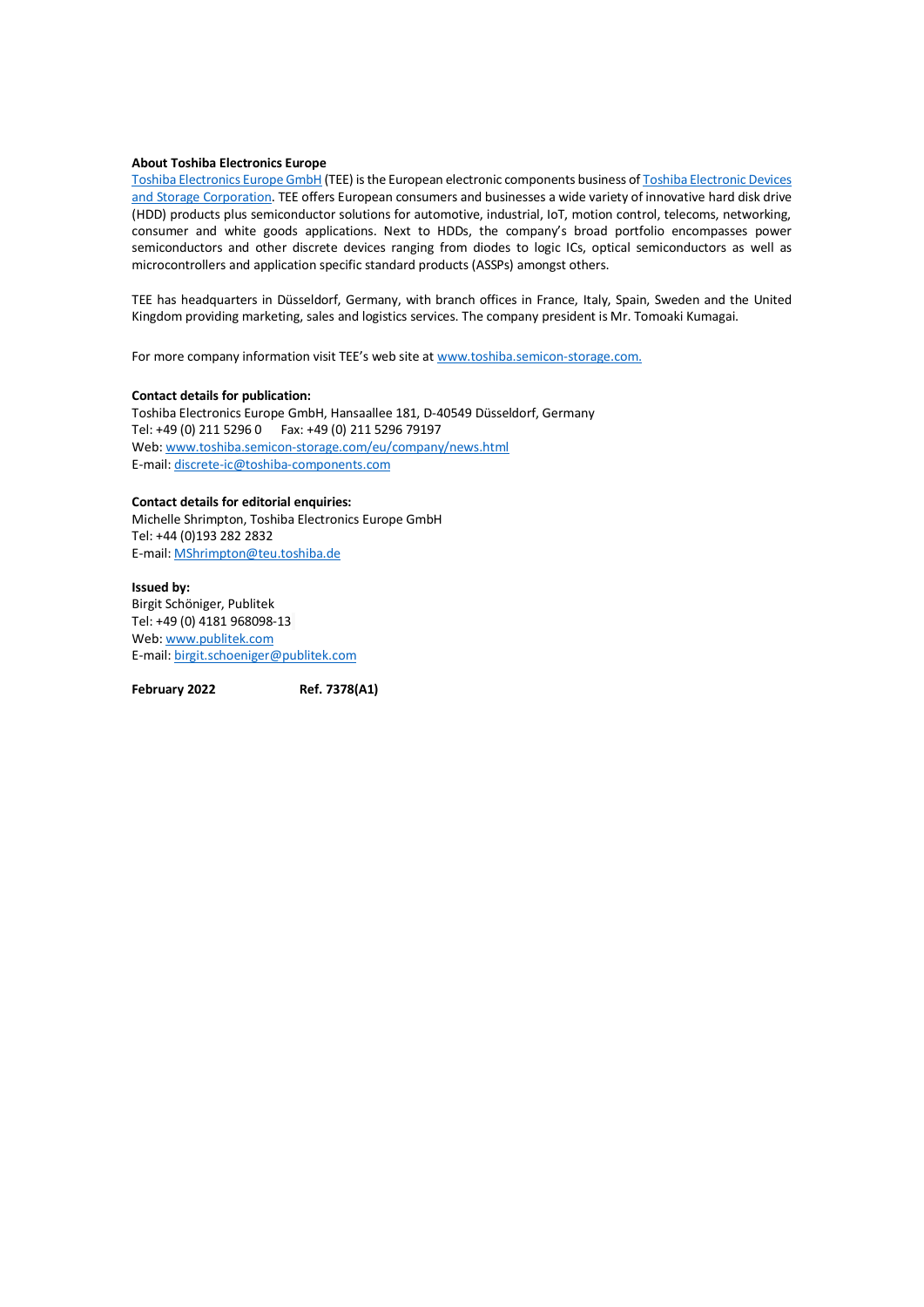**About Toshiba Electronics Europe**

Toshiba Electronics Europe GmbH (TEE) is the European electronic components business of Toshiba Electronic Devices and Storage Corporation. TEE offers European consumers and businesses a wide variety of innovative hard disk drive (HDD) products plus semiconductor solutions for automotive, industrial, IoT, motion control, telecoms, networking, consumer and white goods applications. Next to HDDs, the company's broad portfolio encompasses power semiconductors and other discrete devices ranging from diodes to logic ICs, optical semiconductors as well as microcontrollers and application specific standard products (ASSPs) amongst others.

TEE has headquarters in Düsseldorf, Germany, with branch offices in France, Italy, Spain, Sweden and the United Kingdom providing marketing, sales and logistics services. The company president is Mr. Tomoaki Kumagai.

For more company information visit TEE's web site at www.toshiba.semicon-storage.com.

**Contact details for publication:**
Toshiba Electronics Europe GmbH, Hansaallee 181, D-40549 Düsseldorf, Germany
Tel: +49 (0) 211 5296 0 Fax: +49 (0) 211 5296 79197
Web: www.toshiba.semicon-storage.com/eu/company/news.html
E-mail: discrete-ic@toshiba-components.com

**Contact details for editorial enquiries:**
Michelle Shrimpton, Toshiba Electronics Europe GmbH
Tel: +44 (0)193 282 2832
E-mail: MShrimpton@teu.toshiba.de

**Issued by:**
Birgit Schöniger, Publitek
Tel: +49 (0) 4181 968098-13
Web: www.publitek.com
E-mail: birgit.schoeniger@publitek.com

**February 2022** **Ref. 7378(A1)**